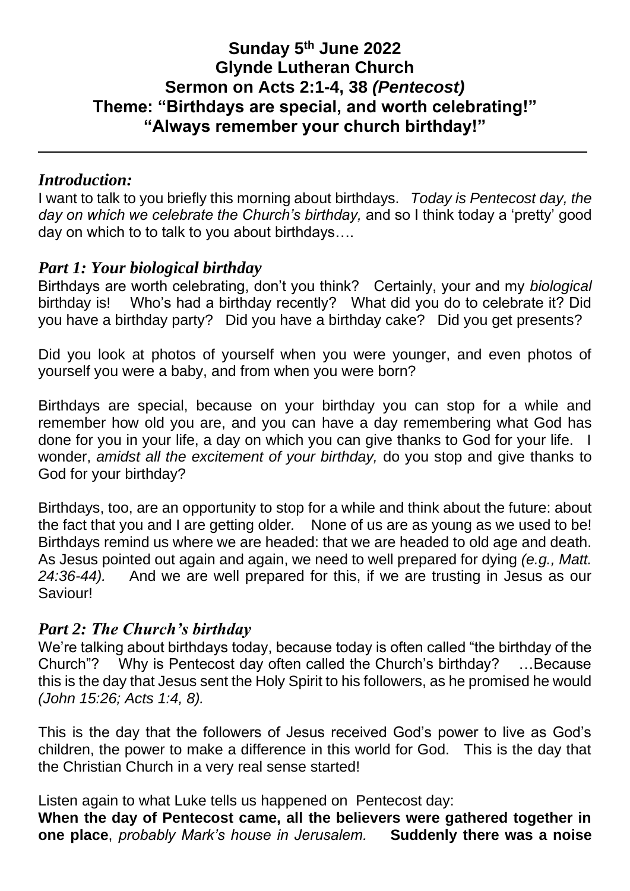# Sunday 5th June 2022
# Glynde Lutheran Church
# Sermon on Acts 2:1-4, 38 *(Pentecost)*
# Theme: "Birthdays are special, and worth celebrating!"
# "Always remember your church birthday!"

---

## *Introduction:*

I want to talk to you briefly this morning about birthdays. *Today is Pentecost day, the day on which we celebrate the Church's birthday,* and so I think today a 'pretty' good day on which to to talk to you about birthdays….

## *Part 1: Your biological birthday*

Birthdays are worth celebrating, don't you think? Certainly, your and my *biological* birthday is! Who's had a birthday recently? What did you do to celebrate it? Did you have a birthday party? Did you have a birthday cake? Did you get presents?

Did you look at photos of yourself when you were younger, and even photos of yourself you were a baby, and from when you were born?

Birthdays are special, because on your birthday you can stop for a while and remember how old you are, and you can have a day remembering what God has done for you in your life, a day on which you can give thanks to God for your life. I wonder, *amidst all the excitement of your birthday,* do you stop and give thanks to God for your birthday?

Birthdays, too, are an opportunity to stop for a while and think about the future: about the fact that you and I are getting older*.* None of us are as young as we used to be! Birthdays remind us where we are headed: that we are headed to old age and death. As Jesus pointed out again and again, we need to well prepared for dying *(e.g., Matt. 24:36-44).* And we are well prepared for this, if we are trusting in Jesus as our Saviour!

## *Part 2: The Church's birthday*

We're talking about birthdays today, because today is often called "the birthday of the Church"? Why is Pentecost day often called the Church's birthday? …Because this is the day that Jesus sent the Holy Spirit to his followers, as he promised he would *(John 15:26; Acts 1:4, 8).*

This is the day that the followers of Jesus received God's power to live as God's children, the power to make a difference in this world for God. This is the day that the Christian Church in a very real sense started!

Listen again to what Luke tells us happened on Pentecost day:
**When the day of Pentecost came, all the believers were gathered together in one place**, *probably Mark's house in Jerusalem.* **Suddenly there was a noise**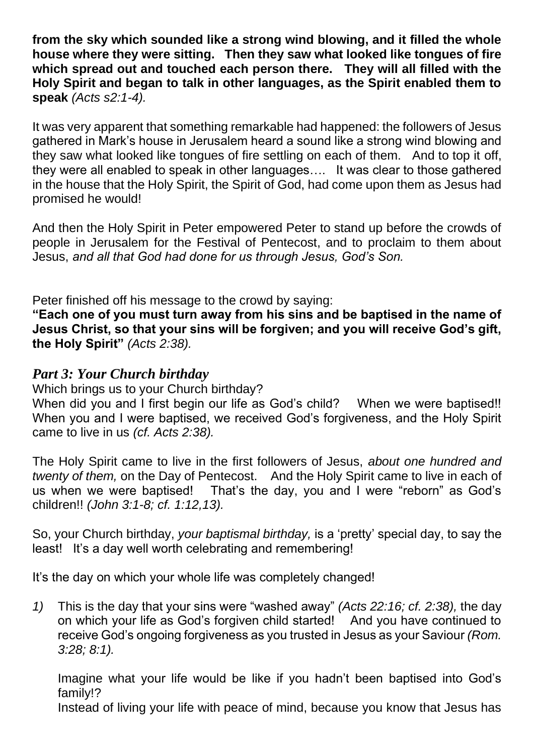**from the sky which sounded like a strong wind blowing, and it filled the whole house where they were sitting. Then they saw what looked like tongues of fire which spread out and touched each person there. They will all filled with the Holy Spirit and began to talk in other languages, as the Spirit enabled them to speak** *(Acts s2:1-4).*

It was very apparent that something remarkable had happened: the followers of Jesus gathered in Mark's house in Jerusalem heard a sound like a strong wind blowing and they saw what looked like tongues of fire settling on each of them. And to top it off, they were all enabled to speak in other languages…. It was clear to those gathered in the house that the Holy Spirit, the Spirit of God, had come upon them as Jesus had promised he would!

And then the Holy Spirit in Peter empowered Peter to stand up before the crowds of people in Jerusalem for the Festival of Pentecost, and to proclaim to them about Jesus, *and all that God had done for us through Jesus, God's Son.*

Peter finished off his message to the crowd by saying:
**"Each one of you must turn away from his sins and be baptised in the name of Jesus Christ, so that your sins will be forgiven; and you will receive God's gift, the Holy Spirit"** *(Acts 2:38).*

## *Part 3: Your Church birthday*

Which brings us to your Church birthday?
When did you and I first begin our life as God's child? When we were baptised!! When you and I were baptised, we received God's forgiveness, and the Holy Spirit came to live in us *(cf. Acts 2:38).*

The Holy Spirit came to live in the first followers of Jesus, *about one hundred and twenty of them,* on the Day of Pentecost. And the Holy Spirit came to live in each of us when we were baptised! That's the day, you and I were "reborn" as God's children!! *(John 3:1-8; cf. 1:12,13).*

So, your Church birthday, *your baptismal birthday,* is a 'pretty' special day, to say the least! It's a day well worth celebrating and remembering!

It's the day on which your whole life was completely changed!

*1)* This is the day that your sins were "washed away" *(Acts 22:16; cf. 2:38),* the day on which your life as God's forgiven child started! And you have continued to receive God's ongoing forgiveness as you trusted in Jesus as your Saviour *(Rom. 3:28; 8:1).*

   Imagine what your life would be like if you hadn't been baptised into God's family!?
   Instead of living your life with peace of mind, because you know that Jesus has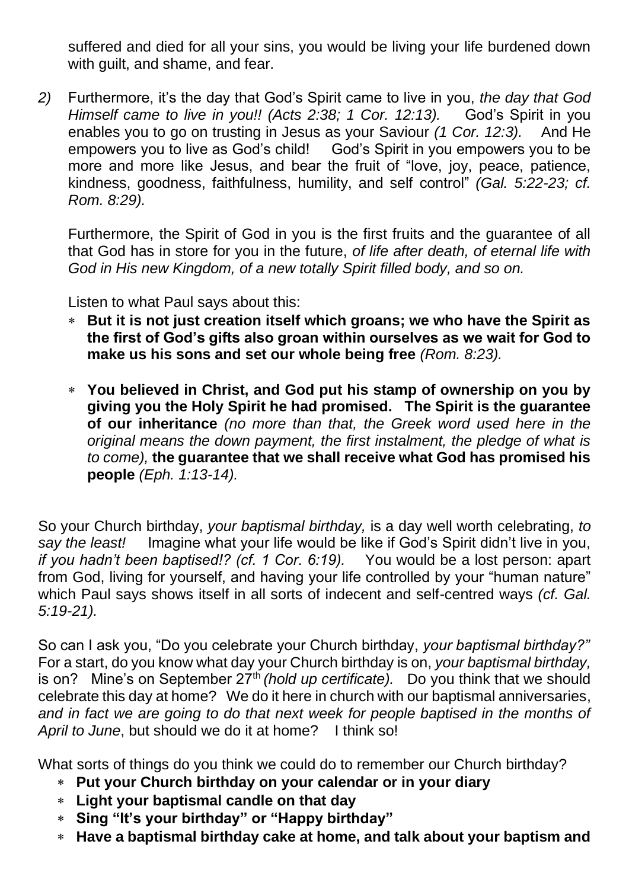suffered and died for all your sins, you would be living your life burdened down with guilt, and shame, and fear.

2) Furthermore, it's the day that God's Spirit came to live in you, *the day that God Himself came to live in you!! (Acts 2:38; 1 Cor. 12:13).* God's Spirit in you enables you to go on trusting in Jesus as your Saviour *(1 Cor. 12:3).* And He empowers you to live as God's child! God's Spirit in you empowers you to be more and more like Jesus, and bear the fruit of "love, joy, peace, patience, kindness, goodness, faithfulness, humility, and self control" *(Gal. 5:22-23; cf. Rom. 8:29).*

   Furthermore, the Spirit of God in you is the first fruits and the guarantee of all that God has in store for you in the future, *of life after death, of eternal life with God in His new Kingdom, of a new totally Spirit filled body, and so on.*

   Listen to what Paul says about this:

   * **But it is not just creation itself which groans; we who have the Spirit as the first of God's gifts also groan within ourselves as we wait for God to make us his sons and set our whole being free** *(Rom. 8:23).*

   * **You believed in Christ, and God put his stamp of ownership on you by giving you the Holy Spirit he had promised. The Spirit is the guarantee of our inheritance** *(no more than that, the Greek word used here in the original means the down payment, the first instalment, the pledge of what is to come),* **the guarantee that we shall receive what God has promised his people** *(Eph. 1:13-14).*

So your Church birthday, *your baptismal birthday,* is a day well worth celebrating, *to say the least!* Imagine what your life would be like if God's Spirit didn't live in you, *if you hadn't been baptised!? (cf. 1 Cor. 6:19).* You would be a lost person: apart from God, living for yourself, and having your life controlled by your "human nature" which Paul says shows itself in all sorts of indecent and self-centred ways *(cf. Gal. 5:19-21).*

So can I ask you, "Do you celebrate your Church birthday, *your baptismal birthday?"* For a start, do you know what day your Church birthday is on, *your baptismal birthday,* is on? Mine's on September 27th *(hold up certificate).* Do you think that we should celebrate this day at home? We do it here in church with our baptismal anniversaries, *and in fact we are going to do that next week for people baptised in the months of April to June*, but should we do it at home? I think so!

What sorts of things do you think we could do to remember our Church birthday?

* **Put your Church birthday on your calendar or in your diary**
* **Light your baptismal candle on that day**
* **Sing "It's your birthday" or "Happy birthday"**
* **Have a baptismal birthday cake at home, and talk about your baptism and**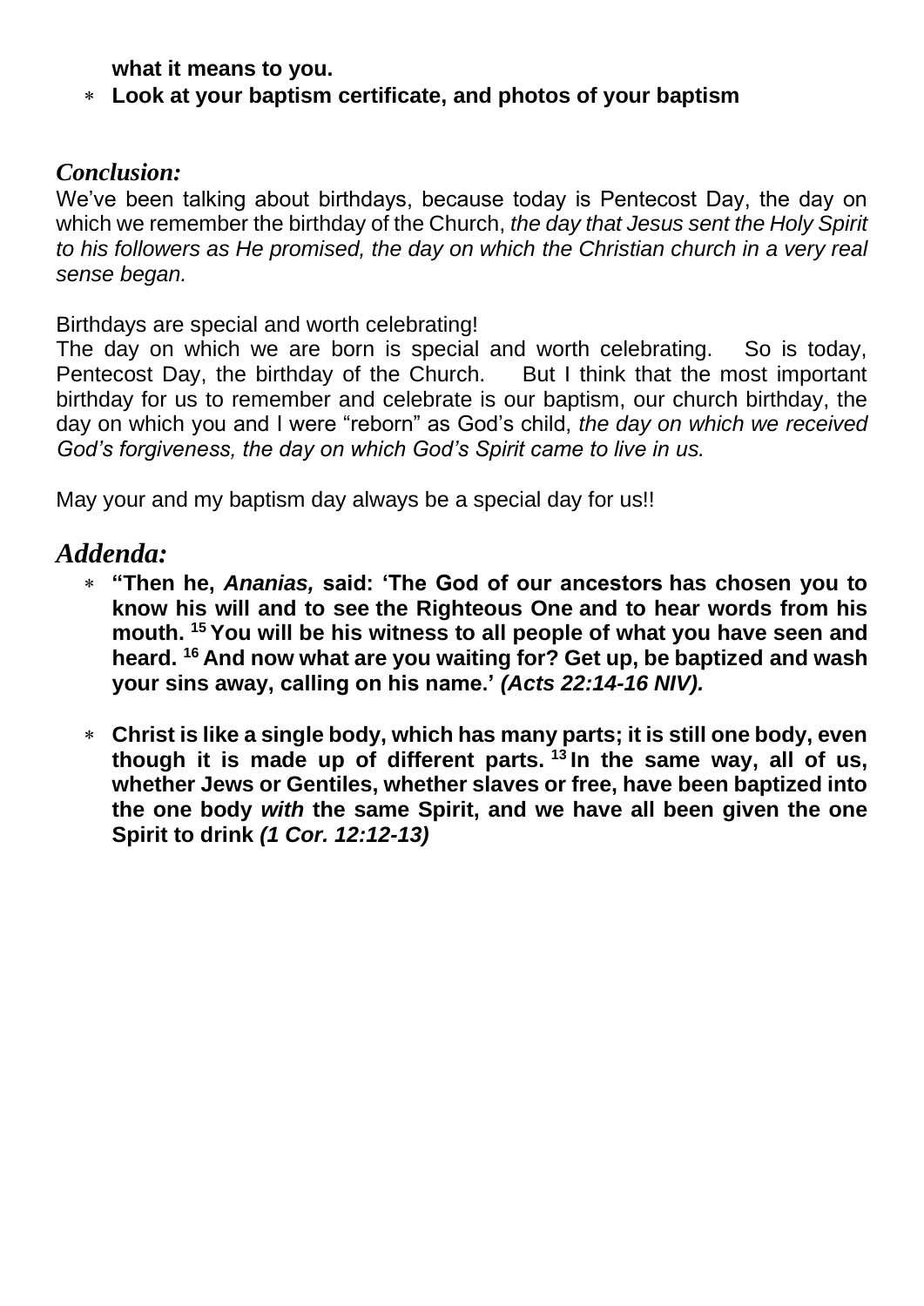**what it means to you.**

- **Look at your baptism certificate, and photos of your baptism**

## *Conclusion:*

We've been talking about birthdays, because today is Pentecost Day, the day on which we remember the birthday of the Church, *the day that Jesus sent the Holy Spirit to his followers as He promised, the day on which the Christian church in a very real sense began.*

Birthdays are special and worth celebrating!

The day on which we are born is special and worth celebrating. So is today, Pentecost Day, the birthday of the Church. But I think that the most important birthday for us to remember and celebrate is our baptism, our church birthday, the day on which you and I were "reborn" as God's child, *the day on which we received God's forgiveness, the day on which God's Spirit came to live in us.*

May your and my baptism day always be a special day for us!!

## *Addenda:*

- **"Then he, *Ananias,* said: 'The God of our ancestors has chosen you to know his will and to see the Righteous One and to hear words from his mouth. 15 You will be his witness to all people of what you have seen and heard. 16 And now what are you waiting for? Get up, be baptized and wash your sins away, calling on his name.' *(Acts 22:14-16 NIV).***

- **Christ is like a single body, which has many parts; it is still one body, even though it is made up of different parts. 13 In the same way, all of us, whether Jews or Gentiles, whether slaves or free, have been baptized into the one body *with* the same Spirit, and we have all been given the one Spirit to drink *(1 Cor. 12:12-13)***